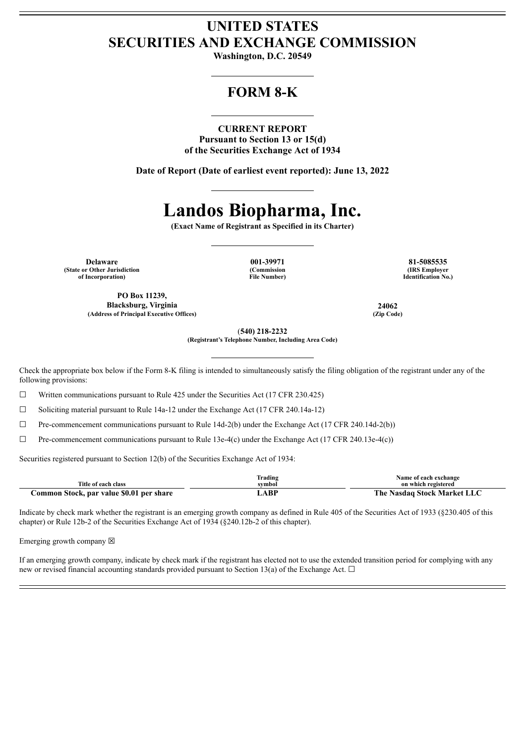# UNITED STATES
# SECURITIES AND EXCHANGE COMMISSION

**Washington, D.C. 20549**

## FORM 8-K

**CURRENT REPORT**
**Pursuant to Section 13 or 15(d)**
**of the Securities Exchange Act of 1934**

**Date of Report (Date of earliest event reported): June 13, 2022**

# Landos Biopharma, Inc.

**(Exact Name of Registrant as Specified in its Charter)**

| **Delaware** | **001-39971** | **81-5085535** |
|---|---|---|
| **(State or Other Jurisdiction of Incorporation)** | **(Commission File Number)** | **(IRS Employer Identification No.)** |

| **PO Box 11239, Blacksburg, Virginia** | **24062** |
|---|---|
| **(Address of Principal Executive Offices)** | **(Zip Code)** |

**(540) 218-2232**
**(Registrant's Telephone Number, Including Area Code)**

Check the appropriate box below if the Form 8-K filing is intended to simultaneously satisfy the filing obligation of the registrant under any of the following provisions:

☐ Written communications pursuant to Rule 425 under the Securities Act (17 CFR 230.425)

☐ Soliciting material pursuant to Rule 14a-12 under the Exchange Act (17 CFR 240.14a-12)

☐ Pre-commencement communications pursuant to Rule 14d-2(b) under the Exchange Act (17 CFR 240.14d-2(b))

☐ Pre-commencement communications pursuant to Rule 13e-4(c) under the Exchange Act (17 CFR 240.13e-4(c))

Securities registered pursuant to Section 12(b) of the Securities Exchange Act of 1934:

| Title of each class | Trading symbol | Name of each exchange on which registered |
|---|---|---|
| **Common Stock, par value $0.01 per share** | **LABP** | **The Nasdaq Stock Market LLC** |

Indicate by check mark whether the registrant is an emerging growth company as defined in Rule 405 of the Securities Act of 1933 (§230.405 of this chapter) or Rule 12b-2 of the Securities Exchange Act of 1934 (§240.12b-2 of this chapter).

Emerging growth company ☒

If an emerging growth company, indicate by check mark if the registrant has elected not to use the extended transition period for complying with any new or revised financial accounting standards provided pursuant to Section 13(a) of the Exchange Act. ☐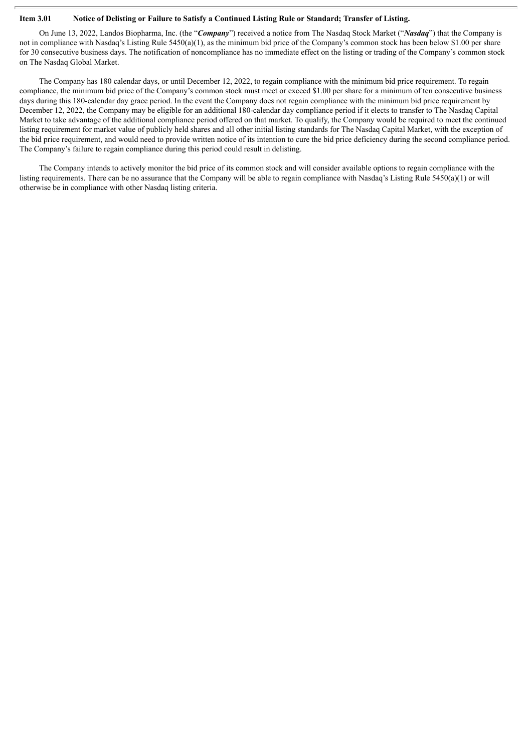**Item 3.01 Notice of Delisting or Failure to Satisfy a Continued Listing Rule or Standard; Transfer of Listing.**

On June 13, 2022, Landos Biopharma, Inc. (the "***Company***") received a notice from The Nasdaq Stock Market ("***Nasdaq***") that the Company is not in compliance with Nasdaq's Listing Rule 5450(a)(1), as the minimum bid price of the Company's common stock has been below $1.00 per share for 30 consecutive business days. The notification of noncompliance has no immediate effect on the listing or trading of the Company's common stock on The Nasdaq Global Market.

The Company has 180 calendar days, or until December 12, 2022, to regain compliance with the minimum bid price requirement. To regain compliance, the minimum bid price of the Company's common stock must meet or exceed $1.00 per share for a minimum of ten consecutive business days during this 180-calendar day grace period. In the event the Company does not regain compliance with the minimum bid price requirement by December 12, 2022, the Company may be eligible for an additional 180-calendar day compliance period if it elects to transfer to The Nasdaq Capital Market to take advantage of the additional compliance period offered on that market. To qualify, the Company would be required to meet the continued listing requirement for market value of publicly held shares and all other initial listing standards for The Nasdaq Capital Market, with the exception of the bid price requirement, and would need to provide written notice of its intention to cure the bid price deficiency during the second compliance period. The Company's failure to regain compliance during this period could result in delisting.

The Company intends to actively monitor the bid price of its common stock and will consider available options to regain compliance with the listing requirements. There can be no assurance that the Company will be able to regain compliance with Nasdaq's Listing Rule 5450(a)(1) or will otherwise be in compliance with other Nasdaq listing criteria.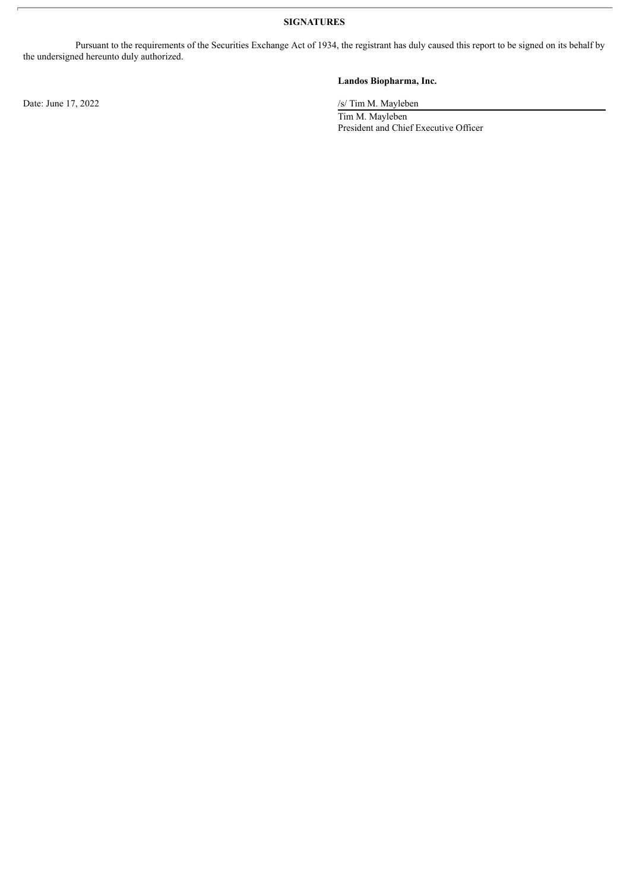**SIGNATURES**

Pursuant to the requirements of the Securities Exchange Act of 1934, the registrant has duly caused this report to be signed on its behalf by the undersigned hereunto duly authorized.

**Landos Biopharma, Inc.**

Date: June 17, 2022

/s/ Tim M. Mayleben

Tim M. Mayleben
President and Chief Executive Officer